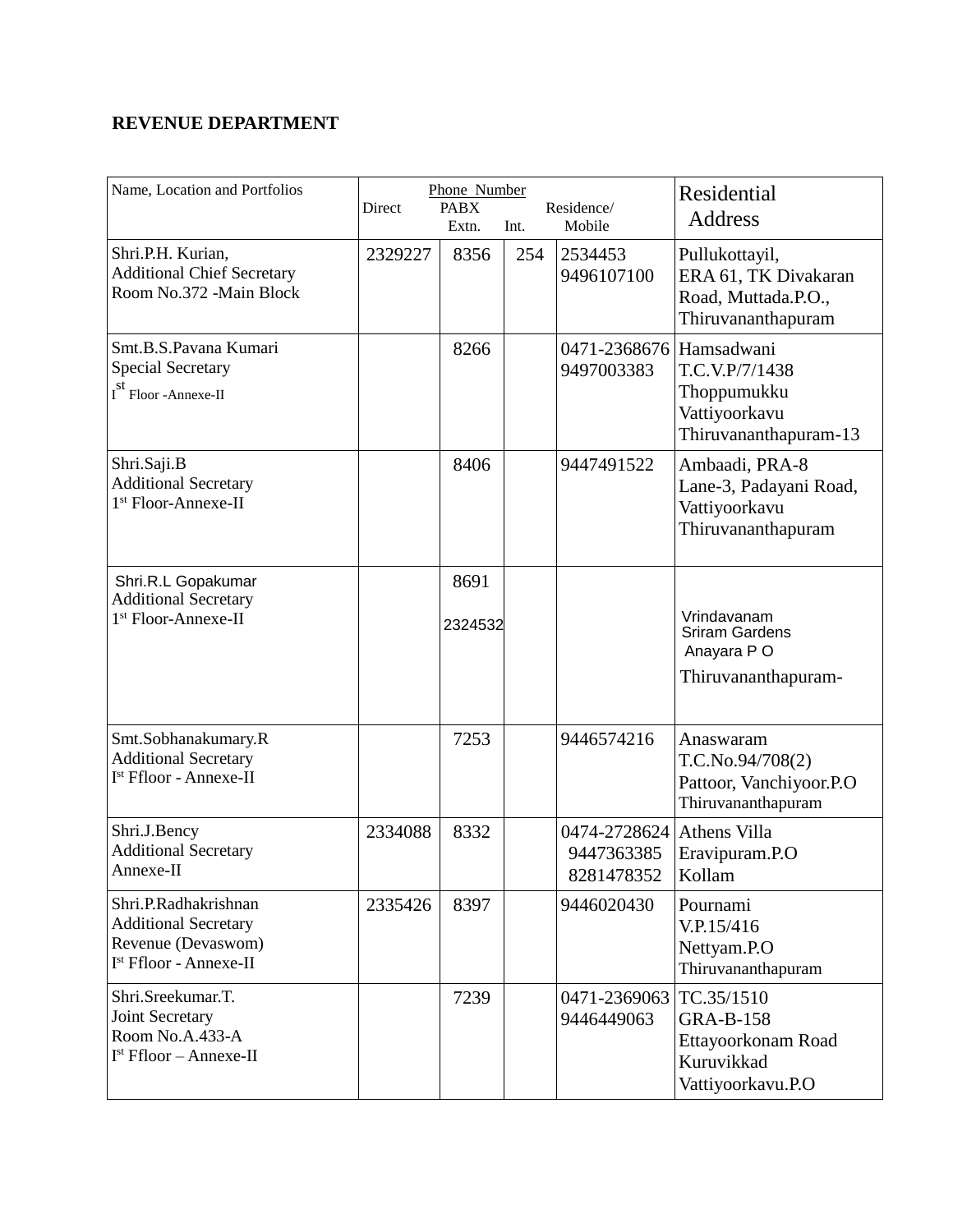**REVENUE DEPARTMENT**

| Name, Location and Portfolios | Phone Number Direct | PABX Extn. | Int. | Residence/ Mobile | Residential Address |
|---|---|---|---|---|---|
| Shri.P.H. Kurian,<br>Additional Chief Secretary<br>Room No.372 -Main Block | 2329227 | 8356 | 254 | 2534453<br>9496107100 | Pullukottayil,<br>ERA 61, TK Divakaran Road, Muttada.P.O.,<br>Thiruvananthapuram |
| Smt.B.S.Pavana Kumari<br>Special Secretary<br>Ist Floor -Annexe-II | | 8266 | | 0471-2368676<br>9497003383 | Hamsadwani<br>T.C.V.P/7/1438<br>Thoppumukku<br>Vattiyoorkavu<br>Thiruvananthapuram-13 |
| Shri.Saji.B<br>Additional Secretary<br>1st Floor-Annexe-II | | 8406 | | 9447491522 | Ambaadi, PRA-8<br>Lane-3, Padayani Road,<br>Vattiyoorkavu<br>Thiruvananthapuram |
| Shri.R.L Gopakumar<br>Additional Secretary<br>1st Floor-Annexe-II | | 8691<br>2324532 | | | Vrindavanam<br>Sriram Gardens<br>Anayara P O<br>Thiruvananthapuram- |
| Smt.Sobhanakumary.R<br>Additional Secretary<br>Ist Ffloor - Annexe-II | | 7253 | | 9446574216 | Anaswaram<br>T.C.No.94/708(2)<br>Pattoor, Vanchiyoor.P.O<br>Thiruvananthapuram |
| Shri.J.Bency<br>Additional Secretary<br>Annexe-II | 2334088 | 8332 | | 0474-2728624<br>9447363385<br>8281478352 | Athens Villa<br>Eravipuram.P.O<br>Kollam |
| Shri.P.Radhakrishnan<br>Additional Secretary<br>Revenue (Devaswom)<br>Ist Ffloor - Annexe-II | 2335426 | 8397 | | 9446020430 | Pournami<br>V.P.15/416<br>Nettyam.P.O<br>Thiruvananthapuram |
| Shri.Sreekumar.T.<br>Joint Secretary<br>Room No.A.433-A<br>Ist Ffloor – Annexe-II | | 7239 | | 0471-2369063<br>9446449063 | TC.35/1510<br>GRA-B-158<br>Ettayoorkonam Road<br>Kuruvikkad<br>Vattiyoorkavu.P.O |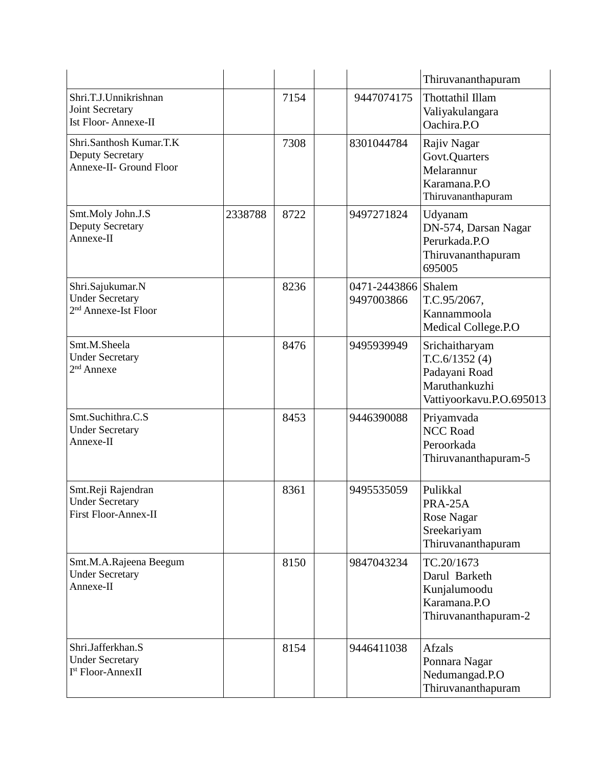| | | | | | |
|---|---|---|---|---|---|
| | | | | | Thiruvananthapuram |
| Shri.T.J.Unnikrishnan<br>Joint Secretary<br>Ist Floor- Annexe-II | | 7154 | | 9447074175 | Thottathil Illam<br>Valiyakulangara<br>Oachira.P.O |
| Shri.Santhosh Kumar.T.K<br>Deputy Secretary<br>Annexe-II- Ground Floor | | 7308 | | 8301044784 | Rajiv Nagar<br>Govt.Quarters<br>Melarannur<br>Karamana.P.O<br>Thiruvananthapuram |
| Smt.Moly John.J.S<br>Deputy Secretary<br>Annexe-II | 2338788 | 8722 | | 9497271824 | Udyanam<br>DN-574, Darsan Nagar<br>Perurkada.P.O<br>Thiruvananthapuram<br>695005 |
| Shri.Sajukumar.N<br>Under Secretary<br>2nd Annexe-Ist Floor | | 8236 | | 0471-2443866<br>9497003866 | Shalem<br>T.C.95/2067,<br>Kannammoola<br>Medical College.P.O |
| Smt.M.Sheela<br>Under Secretary<br>2nd Annexe | | 8476 | | 9495939949 | Srichaitharyam<br>T.C.6/1352 (4)<br>Padayani Road<br>Maruthankuzhi<br>Vattiyoorkavu.P.O.695013 |
| Smt.Suchithra.C.S<br>Under Secretary<br>Annexe-II | | 8453 | | 9446390088 | Priyamvada<br>NCC Road<br>Peroorkada<br>Thiruvananthapuram-5 |
| Smt.Reji Rajendran<br>Under Secretary<br>First Floor-Annex-II | | 8361 | | 9495535059 | Pulikkal<br>PRA-25A<br>Rose Nagar<br>Sreekariyam<br>Thiruvananthapuram |
| Smt.M.A.Rajeena Beegum<br>Under Secretary<br>Annexe-II | | 8150 | | 9847043234 | TC.20/1673<br>Darul Barketh<br>Kunjalumoodu<br>Karamana.P.O<br>Thiruvananthapuram-2 |
| Shri.Jafferkhan.S<br>Under Secretary<br>Ist Floor-AnnexII | | 8154 | | 9446411038 | Afzals<br>Ponnara Nagar<br>Nedumangad.P.O<br>Thiruvananthapuram |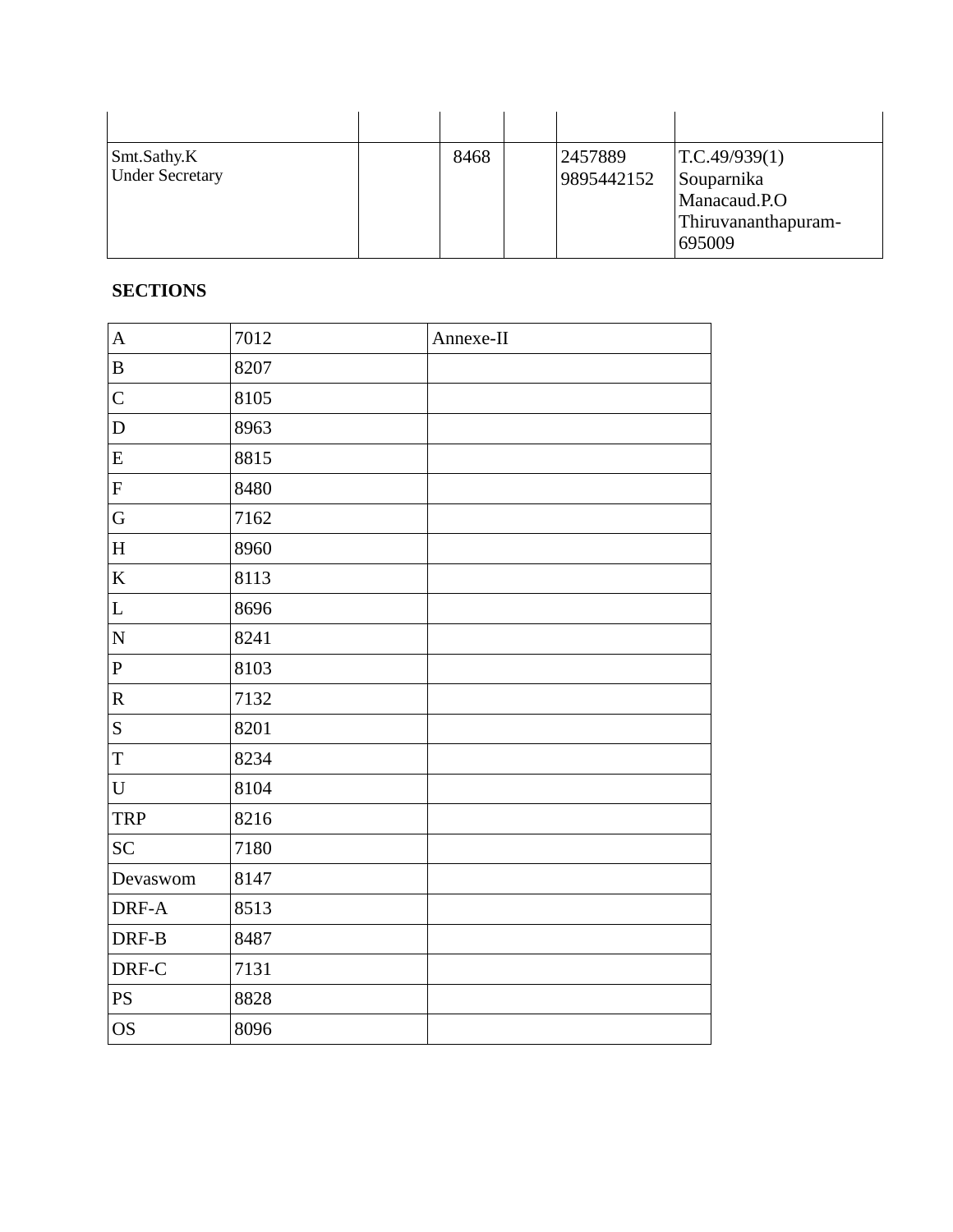| | | | | | |
|---|---|---|---|---|---|
| | | | | | |
| Smt.Sathy.K<br>Under Secretary | | 8468 | | 2457889<br>9895442152 | T.C.49/939(1)<br>Souparnika<br>Manacaud.P.O<br>Thiruvananthapuram-695009 |

**SECTIONS**

| | | |
|---|---|---|
| A | 7012 | Annexe-II |
| B | 8207 | |
| C | 8105 | |
| D | 8963 | |
| E | 8815 | |
| F | 8480 | |
| G | 7162 | |
| H | 8960 | |
| K | 8113 | |
| L | 8696 | |
| N | 8241 | |
| P | 8103 | |
| R | 7132 | |
| S | 8201 | |
| T | 8234 | |
| U | 8104 | |
| TRP | 8216 | |
| SC | 7180 | |
| Devaswom | 8147 | |
| DRF-A | 8513 | |
| DRF-B | 8487 | |
| DRF-C | 7131 | |
| PS | 8828 | |
| OS | 8096 | |